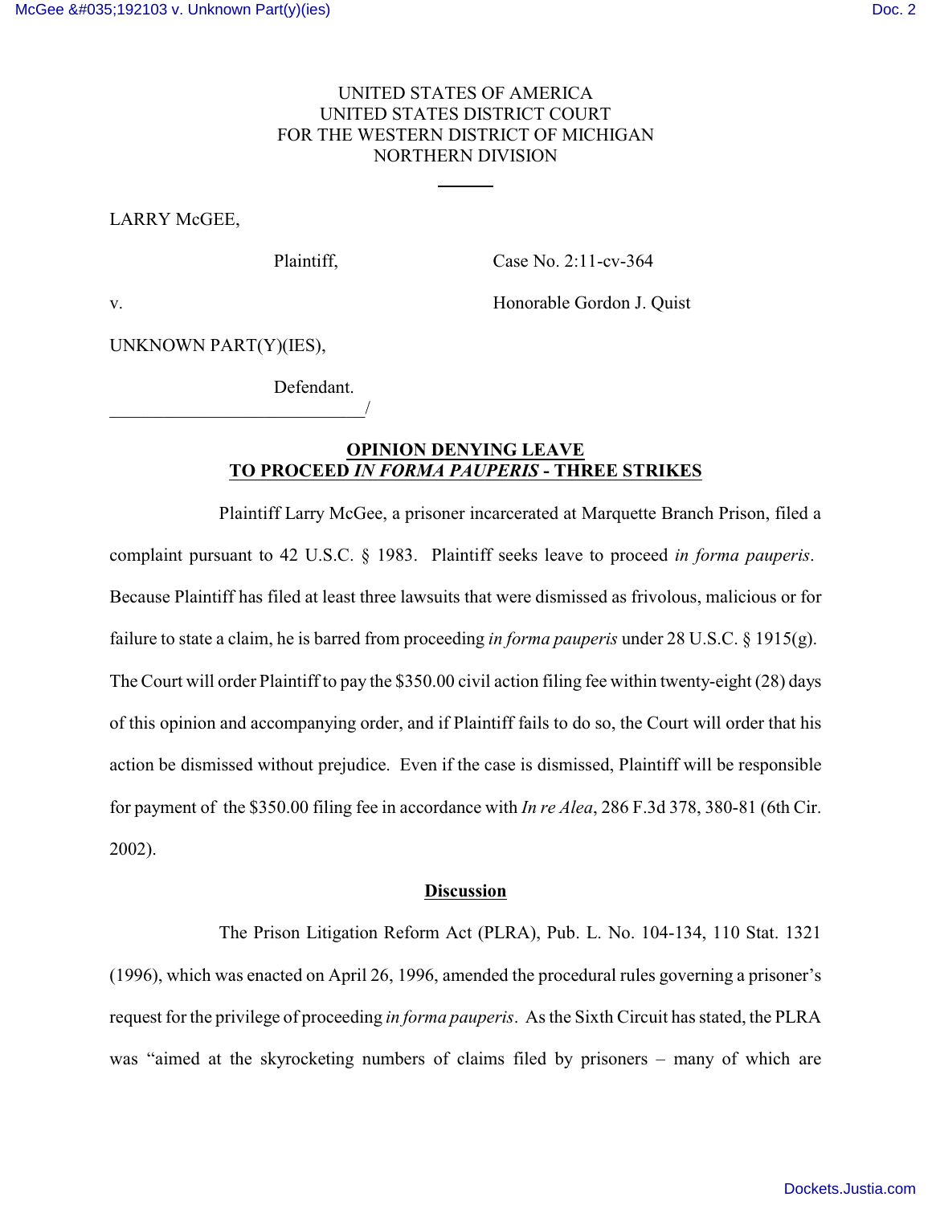UNITED STATES OF AMERICA
UNITED STATES DISTRICT COURT
FOR THE WESTERN DISTRICT OF MICHIGAN
NORTHERN DIVISION

LARRY McGEE,

Plaintiff, Case No. 2:11-cv-364

v. Honorable Gordon J. Quist

UNKNOWN PART(Y)(IES),

Defendant.
____________________________/

**OPINION DENYING LEAVE TO PROCEED *IN FORMA PAUPERIS* - THREE STRIKES**

Plaintiff Larry McGee, a prisoner incarcerated at Marquette Branch Prison, filed a complaint pursuant to 42 U.S.C. § 1983. Plaintiff seeks leave to proceed *in forma pauperis*. Because Plaintiff has filed at least three lawsuits that were dismissed as frivolous, malicious or for failure to state a claim, he is barred from proceeding *in forma pauperis* under 28 U.S.C. § 1915(g). The Court will order Plaintiff to pay the $350.00 civil action filing fee within twenty-eight (28) days of this opinion and accompanying order, and if Plaintiff fails to do so, the Court will order that his action be dismissed without prejudice. Even if the case is dismissed, Plaintiff will be responsible for payment of the $350.00 filing fee in accordance with *In re Alea*, 286 F.3d 378, 380-81 (6th Cir. 2002).

**Discussion**

The Prison Litigation Reform Act (PLRA), Pub. L. No. 104-134, 110 Stat. 1321 (1996), which was enacted on April 26, 1996, amended the procedural rules governing a prisoner's request for the privilege of proceeding *in forma pauperis*. As the Sixth Circuit has stated, the PLRA was "aimed at the skyrocketing numbers of claims filed by prisoners – many of which are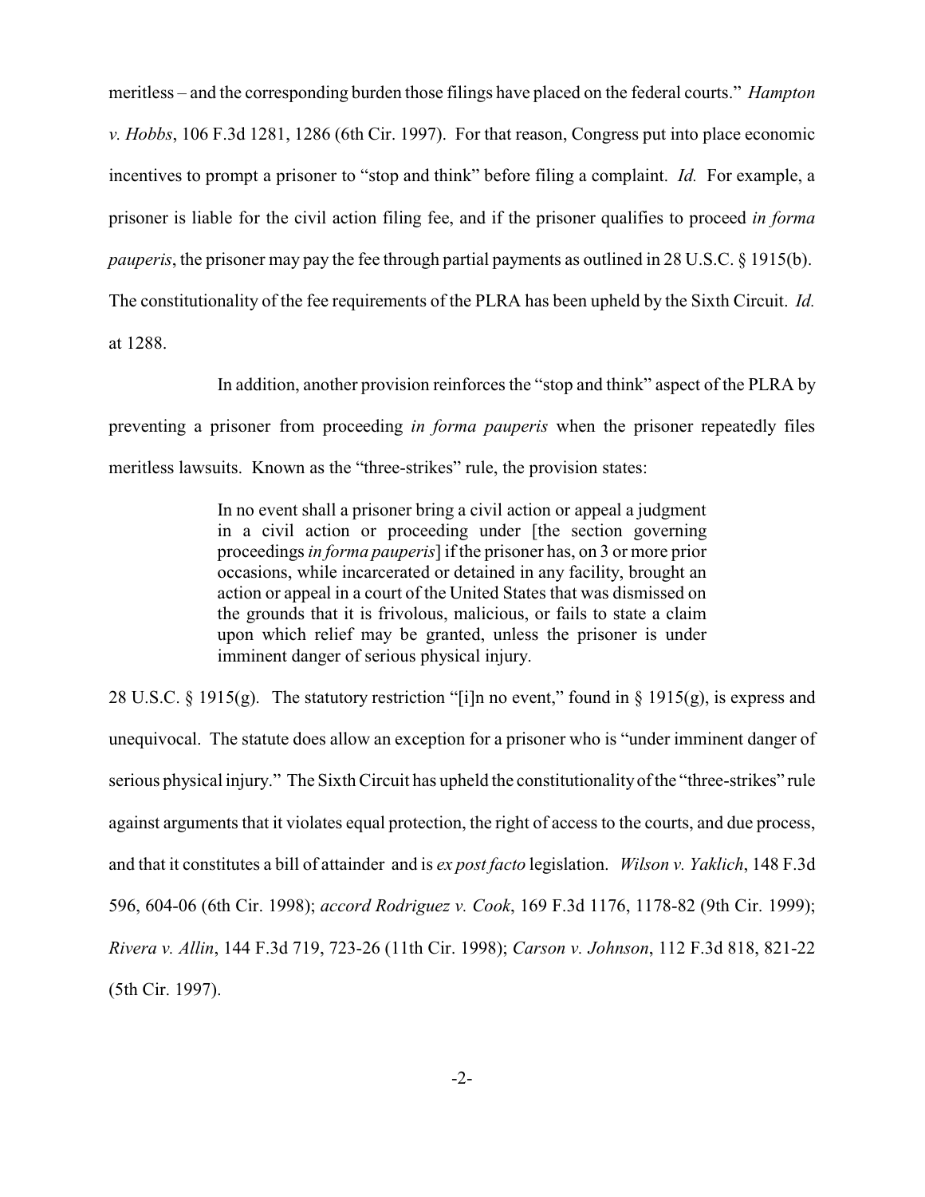meritless – and the corresponding burden those filings have placed on the federal courts." *Hampton v. Hobbs*, 106 F.3d 1281, 1286 (6th Cir. 1997). For that reason, Congress put into place economic incentives to prompt a prisoner to "stop and think" before filing a complaint. *Id.* For example, a prisoner is liable for the civil action filing fee, and if the prisoner qualifies to proceed *in forma pauperis*, the prisoner may pay the fee through partial payments as outlined in 28 U.S.C. § 1915(b). The constitutionality of the fee requirements of the PLRA has been upheld by the Sixth Circuit. *Id.* at 1288.

In addition, another provision reinforces the "stop and think" aspect of the PLRA by preventing a prisoner from proceeding *in forma pauperis* when the prisoner repeatedly files meritless lawsuits. Known as the "three-strikes" rule, the provision states:

> In no event shall a prisoner bring a civil action or appeal a judgment in a civil action or proceeding under [the section governing proceedings *in forma pauperis*] if the prisoner has, on 3 or more prior occasions, while incarcerated or detained in any facility, brought an action or appeal in a court of the United States that was dismissed on the grounds that it is frivolous, malicious, or fails to state a claim upon which relief may be granted, unless the prisoner is under imminent danger of serious physical injury.

28 U.S.C. § 1915(g). The statutory restriction "[i]n no event," found in § 1915(g), is express and unequivocal. The statute does allow an exception for a prisoner who is "under imminent danger of serious physical injury." The Sixth Circuit has upheld the constitutionality of the "three-strikes" rule against arguments that it violates equal protection, the right of access to the courts, and due process, and that it constitutes a bill of attainder and is *ex post facto* legislation. *Wilson v. Yaklich*, 148 F.3d 596, 604-06 (6th Cir. 1998); *accord Rodriguez v. Cook*, 169 F.3d 1176, 1178-82 (9th Cir. 1999); *Rivera v. Allin*, 144 F.3d 719, 723-26 (11th Cir. 1998); *Carson v. Johnson*, 112 F.3d 818, 821-22 (5th Cir. 1997).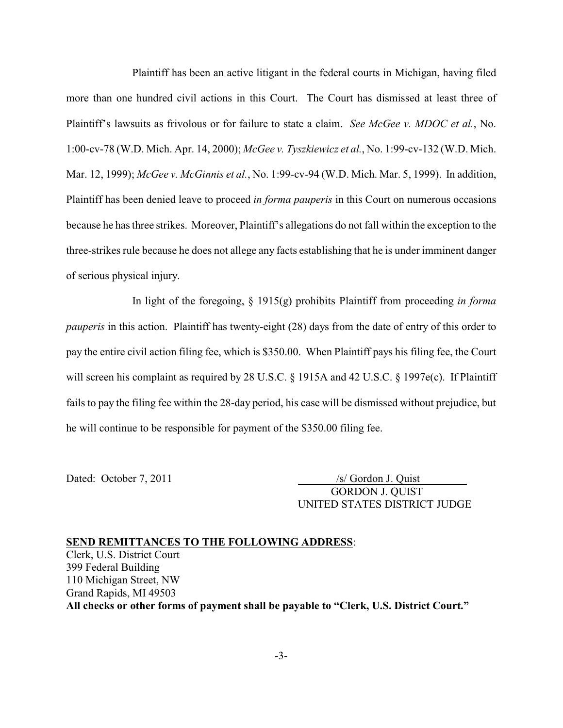Plaintiff has been an active litigant in the federal courts in Michigan, having filed more than one hundred civil actions in this Court. The Court has dismissed at least three of Plaintiff's lawsuits as frivolous or for failure to state a claim. *See McGee v. MDOC et al.*, No. 1:00-cv-78 (W.D. Mich. Apr. 14, 2000); *McGee v. Tyszkiewicz et al.*, No. 1:99-cv-132 (W.D. Mich. Mar. 12, 1999); *McGee v. McGinnis et al.*, No. 1:99-cv-94 (W.D. Mich. Mar. 5, 1999). In addition, Plaintiff has been denied leave to proceed *in forma pauperis* in this Court on numerous occasions because he has three strikes. Moreover, Plaintiff's allegations do not fall within the exception to the three-strikes rule because he does not allege any facts establishing that he is under imminent danger of serious physical injury.

In light of the foregoing, § 1915(g) prohibits Plaintiff from proceeding *in forma pauperis* in this action. Plaintiff has twenty-eight (28) days from the date of entry of this order to pay the entire civil action filing fee, which is $350.00. When Plaintiff pays his filing fee, the Court will screen his complaint as required by 28 U.S.C. § 1915A and 42 U.S.C. § 1997e(c). If Plaintiff fails to pay the filing fee within the 28-day period, his case will be dismissed without prejudice, but he will continue to be responsible for payment of the $350.00 filing fee.

Dated: October 7, 2011

/s/ Gordon J. Quist
GORDON J. QUIST
UNITED STATES DISTRICT JUDGE

**SEND REMITTANCES TO THE FOLLOWING ADDRESS**:
Clerk, U.S. District Court
399 Federal Building
110 Michigan Street, NW
Grand Rapids, MI 49503
**All checks or other forms of payment shall be payable to "Clerk, U.S. District Court."**